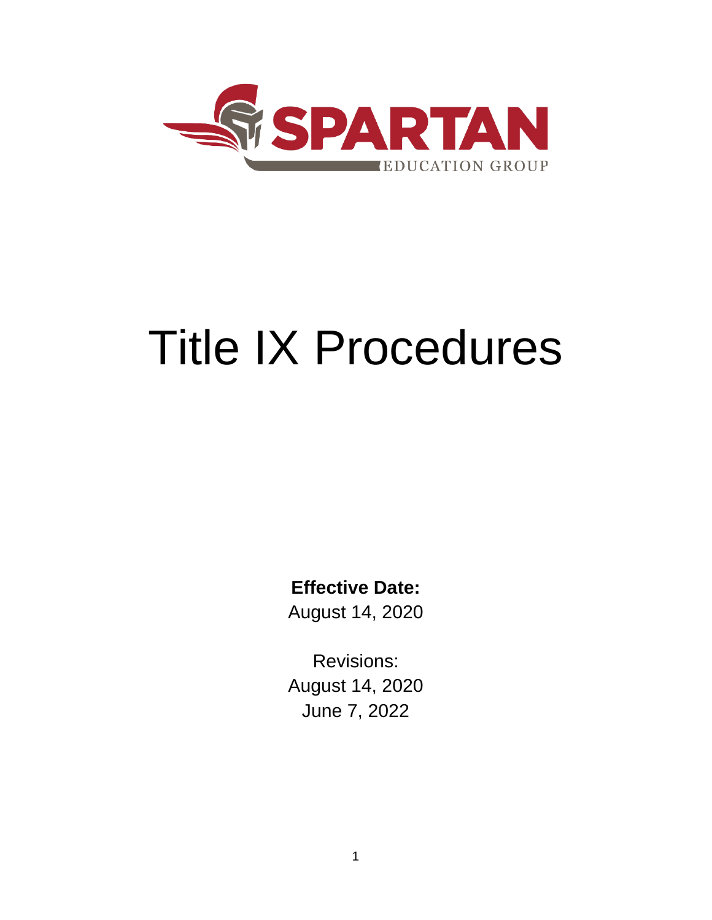SPARTAN

EDUCATION GROUP

# Title IX Procedures

**Effective Date:**

August 14, 2020

Revisions:

August 14, 2020

June 7, 2022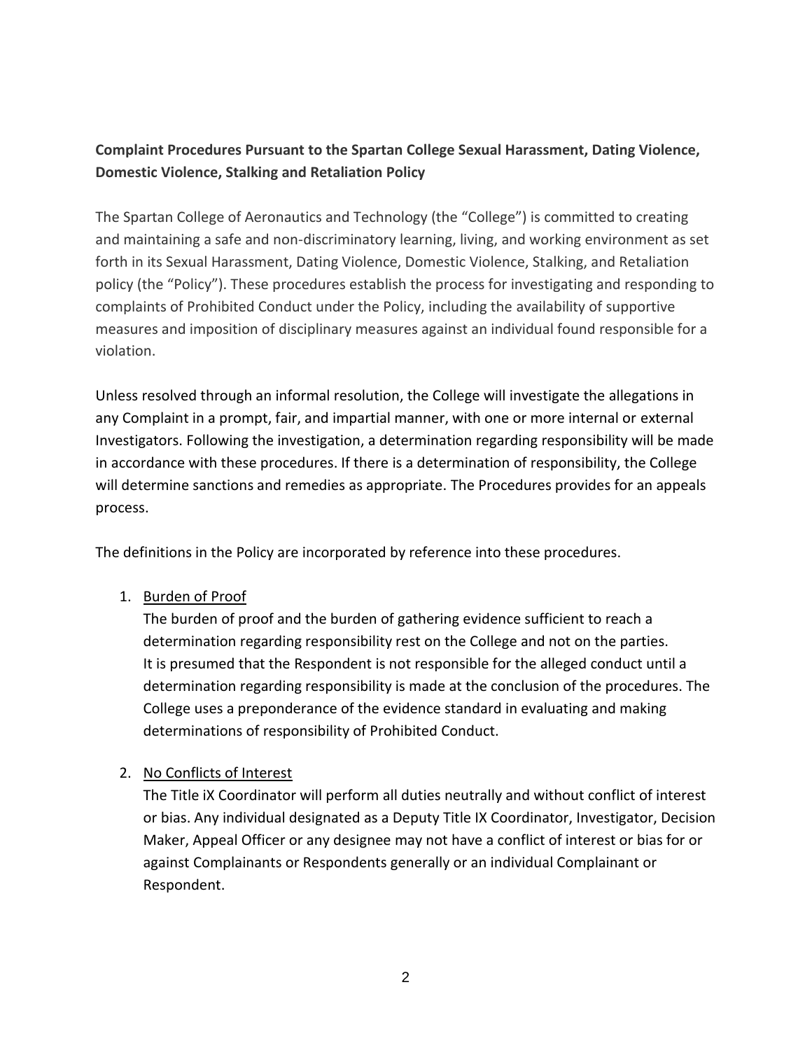**Complaint Procedures Pursuant to the Spartan College Sexual Harassment, Dating Violence, Domestic Violence, Stalking and Retaliation Policy**

The Spartan College of Aeronautics and Technology (the "College") is committed to creating and maintaining a safe and non-discriminatory learning, living, and working environment as set forth in its Sexual Harassment, Dating Violence, Domestic Violence, Stalking, and Retaliation policy (the "Policy"). These procedures establish the process for investigating and responding to complaints of Prohibited Conduct under the Policy, including the availability of supportive measures and imposition of disciplinary measures against an individual found responsible for a violation.

Unless resolved through an informal resolution, the College will investigate the allegations in any Complaint in a prompt, fair, and impartial manner, with one or more internal or external Investigators. Following the investigation, a determination regarding responsibility will be made in accordance with these procedures. If there is a determination of responsibility, the College will determine sanctions and remedies as appropriate. The Procedures provides for an appeals process.

The definitions in the Policy are incorporated by reference into these procedures.

1. <u>Burden of Proof</u>
   The burden of proof and the burden of gathering evidence sufficient to reach a determination regarding responsibility rest on the College and not on the parties. It is presumed that the Respondent is not responsible for the alleged conduct until a determination regarding responsibility is made at the conclusion of the procedures. The College uses a preponderance of the evidence standard in evaluating and making determinations of responsibility of Prohibited Conduct.

2. <u>No Conflicts of Interest</u>
   The Title iX Coordinator will perform all duties neutrally and without conflict of interest or bias. Any individual designated as a Deputy Title IX Coordinator, Investigator, Decision Maker, Appeal Officer or any designee may not have a conflict of interest or bias for or against Complainants or Respondents generally or an individual Complainant or Respondent.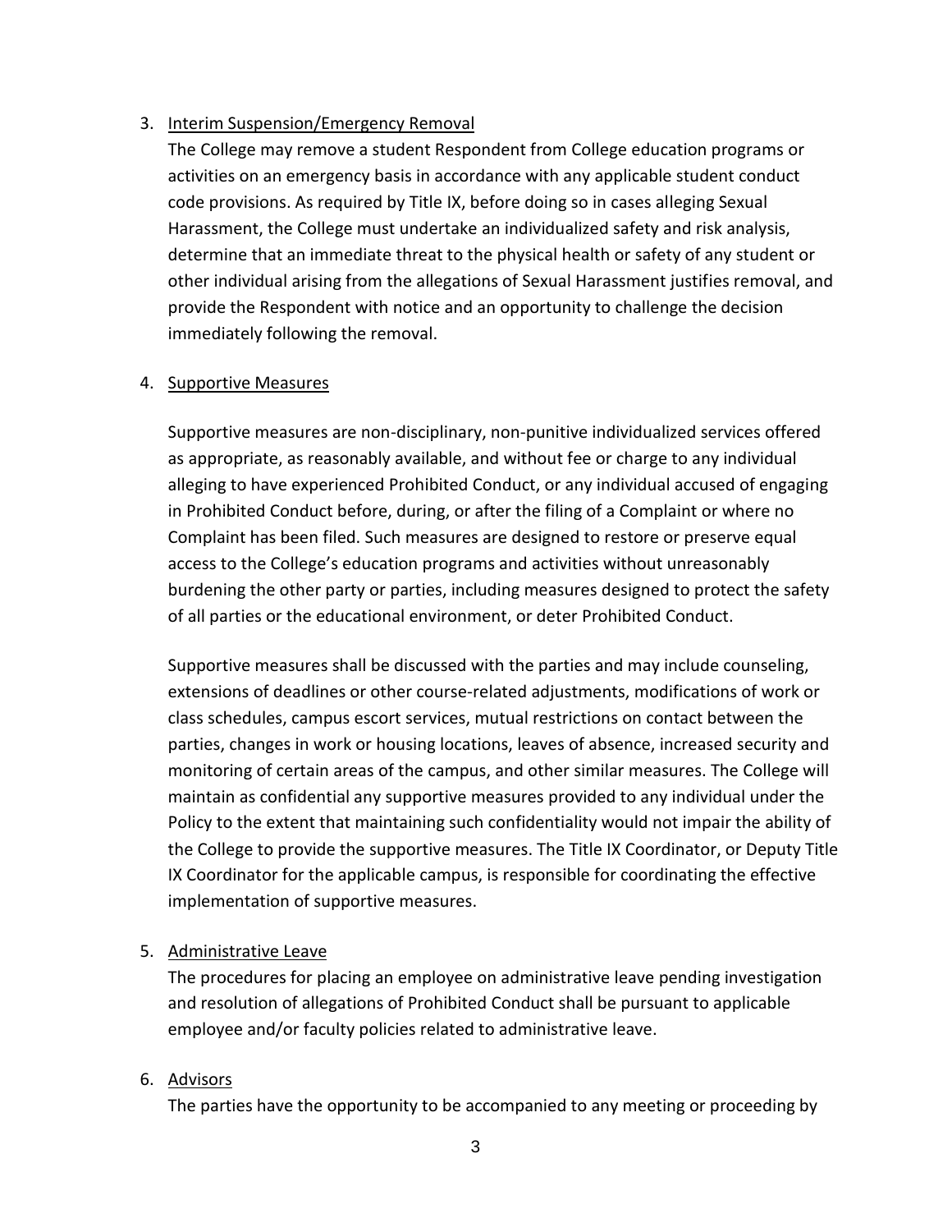3. <u>Interim Suspension/Emergency Removal</u>

   The College may remove a student Respondent from College education programs or activities on an emergency basis in accordance with any applicable student conduct code provisions. As required by Title IX, before doing so in cases alleging Sexual Harassment, the College must undertake an individualized safety and risk analysis, determine that an immediate threat to the physical health or safety of any student or other individual arising from the allegations of Sexual Harassment justifies removal, and provide the Respondent with notice and an opportunity to challenge the decision immediately following the removal.

4. <u>Supportive Measures</u>

   Supportive measures are non-disciplinary, non-punitive individualized services offered as appropriate, as reasonably available, and without fee or charge to any individual alleging to have experienced Prohibited Conduct, or any individual accused of engaging in Prohibited Conduct before, during, or after the filing of a Complaint or where no Complaint has been filed. Such measures are designed to restore or preserve equal access to the College's education programs and activities without unreasonably burdening the other party or parties, including measures designed to protect the safety of all parties or the educational environment, or deter Prohibited Conduct.

   Supportive measures shall be discussed with the parties and may include counseling, extensions of deadlines or other course-related adjustments, modifications of work or class schedules, campus escort services, mutual restrictions on contact between the parties, changes in work or housing locations, leaves of absence, increased security and monitoring of certain areas of the campus, and other similar measures. The College will maintain as confidential any supportive measures provided to any individual under the Policy to the extent that maintaining such confidentiality would not impair the ability of the College to provide the supportive measures. The Title IX Coordinator, or Deputy Title IX Coordinator for the applicable campus, is responsible for coordinating the effective implementation of supportive measures.

5. <u>Administrative Leave</u>

   The procedures for placing an employee on administrative leave pending investigation and resolution of allegations of Prohibited Conduct shall be pursuant to applicable employee and/or faculty policies related to administrative leave.

6. <u>Advisors</u>

   The parties have the opportunity to be accompanied to any meeting or proceeding by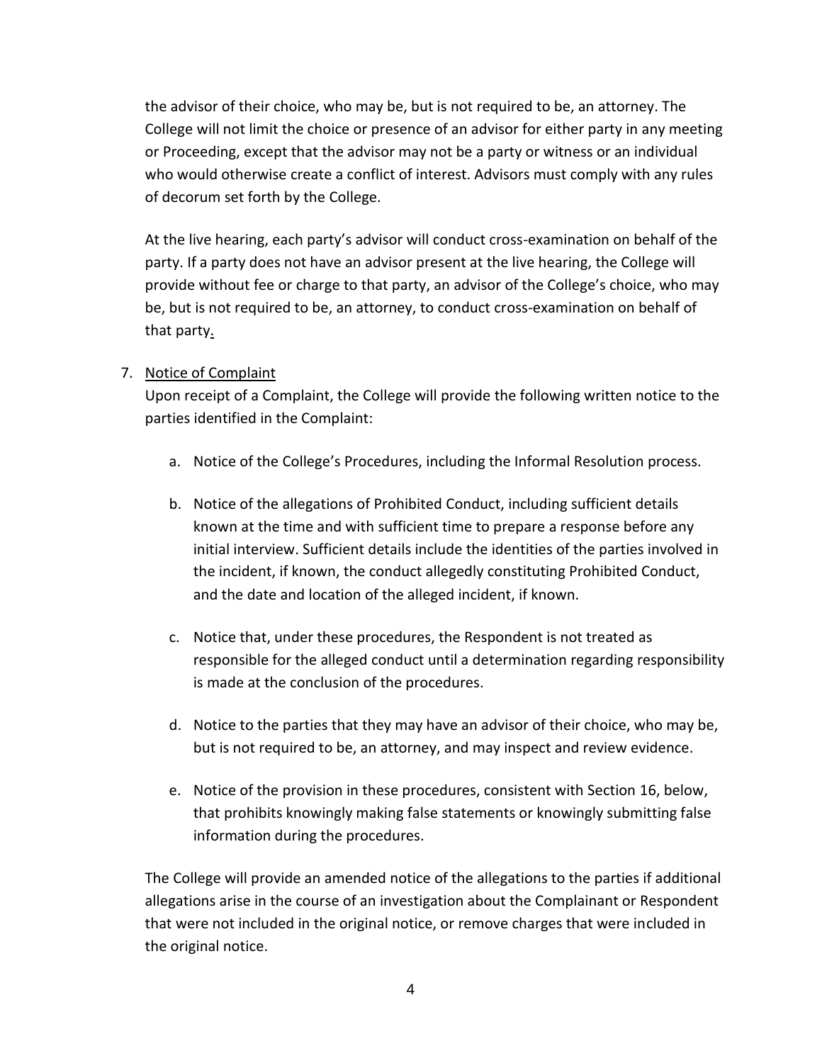the advisor of their choice, who may be, but is not required to be, an attorney. The College will not limit the choice or presence of an advisor for either party in any meeting or Proceeding, except that the advisor may not be a party or witness or an individual who would otherwise create a conflict of interest. Advisors must comply with any rules of decorum set forth by the College.

At the live hearing, each party's advisor will conduct cross-examination on behalf of the party. If a party does not have an advisor present at the live hearing, the College will provide without fee or charge to that party, an advisor of the College's choice, who may be, but is not required to be, an attorney, to conduct cross-examination on behalf of that party.

7. Notice of Complaint

   Upon receipt of a Complaint, the College will provide the following written notice to the parties identified in the Complaint:

   a. Notice of the College's Procedures, including the Informal Resolution process.

   b. Notice of the allegations of Prohibited Conduct, including sufficient details known at the time and with sufficient time to prepare a response before any initial interview. Sufficient details include the identities of the parties involved in the incident, if known, the conduct allegedly constituting Prohibited Conduct, and the date and location of the alleged incident, if known.

   c. Notice that, under these procedures, the Respondent is not treated as responsible for the alleged conduct until a determination regarding responsibility is made at the conclusion of the procedures.

   d. Notice to the parties that they may have an advisor of their choice, who may be, but is not required to be, an attorney, and may inspect and review evidence.

   e. Notice of the provision in these procedures, consistent with Section 16, below, that prohibits knowingly making false statements or knowingly submitting false information during the procedures.

   The College will provide an amended notice of the allegations to the parties if additional allegations arise in the course of an investigation about the Complainant or Respondent that were not included in the original notice, or remove charges that were included in the original notice.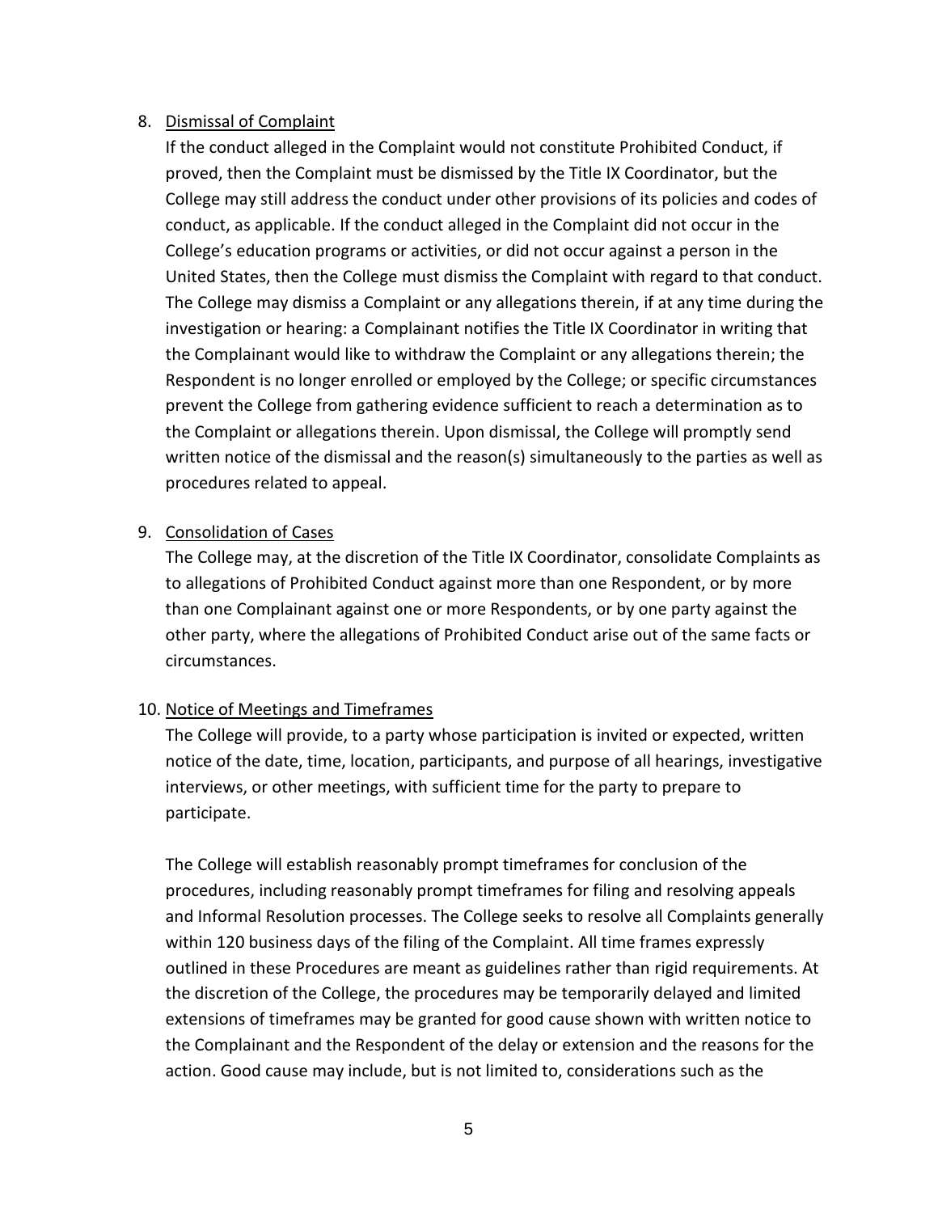8. <u>Dismissal of Complaint</u>

   If the conduct alleged in the Complaint would not constitute Prohibited Conduct, if proved, then the Complaint must be dismissed by the Title IX Coordinator, but the College may still address the conduct under other provisions of its policies and codes of conduct, as applicable. If the conduct alleged in the Complaint did not occur in the College's education programs or activities, or did not occur against a person in the United States, then the College must dismiss the Complaint with regard to that conduct. The College may dismiss a Complaint or any allegations therein, if at any time during the investigation or hearing: a Complainant notifies the Title IX Coordinator in writing that the Complainant would like to withdraw the Complaint or any allegations therein; the Respondent is no longer enrolled or employed by the College; or specific circumstances prevent the College from gathering evidence sufficient to reach a determination as to the Complaint or allegations therein. Upon dismissal, the College will promptly send written notice of the dismissal and the reason(s) simultaneously to the parties as well as procedures related to appeal.

9. <u>Consolidation of Cases</u>

   The College may, at the discretion of the Title IX Coordinator, consolidate Complaints as to allegations of Prohibited Conduct against more than one Respondent, or by more than one Complainant against one or more Respondents, or by one party against the other party, where the allegations of Prohibited Conduct arise out of the same facts or circumstances.

10. <u>Notice of Meetings and Timeframes</u>

    The College will provide, to a party whose participation is invited or expected, written notice of the date, time, location, participants, and purpose of all hearings, investigative interviews, or other meetings, with sufficient time for the party to prepare to participate.

    The College will establish reasonably prompt timeframes for conclusion of the procedures, including reasonably prompt timeframes for filing and resolving appeals and Informal Resolution processes. The College seeks to resolve all Complaints generally within 120 business days of the filing of the Complaint. All time frames expressly outlined in these Procedures are meant as guidelines rather than rigid requirements. At the discretion of the College, the procedures may be temporarily delayed and limited extensions of timeframes may be granted for good cause shown with written notice to the Complainant and the Respondent of the delay or extension and the reasons for the action. Good cause may include, but is not limited to, considerations such as the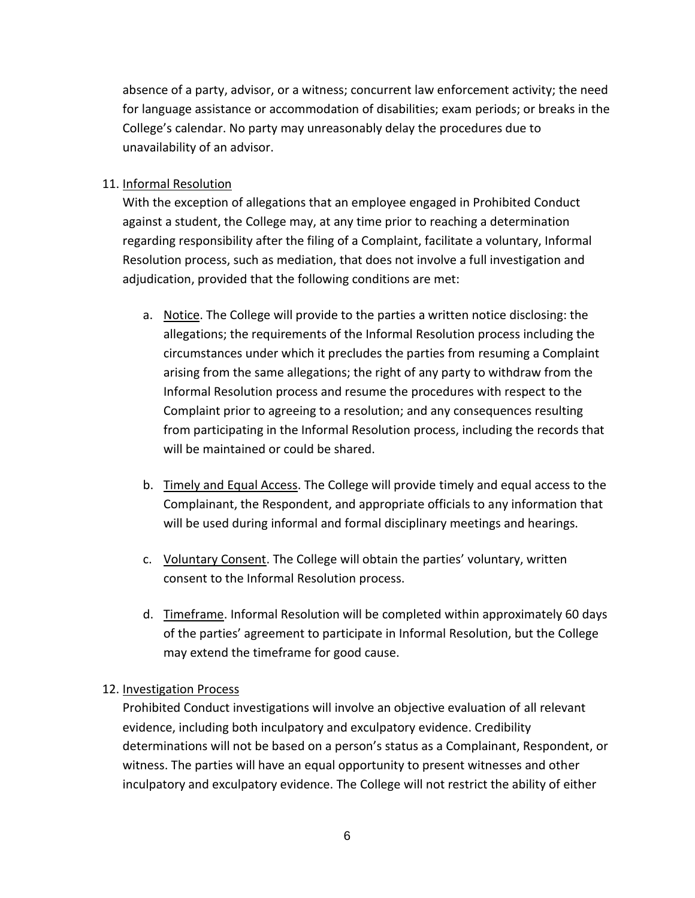absence of a party, advisor, or a witness; concurrent law enforcement activity; the need for language assistance or accommodation of disabilities; exam periods; or breaks in the College's calendar. No party may unreasonably delay the procedures due to unavailability of an advisor.

11. <u>Informal Resolution</u>

    With the exception of allegations that an employee engaged in Prohibited Conduct against a student, the College may, at any time prior to reaching a determination regarding responsibility after the filing of a Complaint, facilitate a voluntary, Informal Resolution process, such as mediation, that does not involve a full investigation and adjudication, provided that the following conditions are met:

    a. <u>Notice</u>. The College will provide to the parties a written notice disclosing: the allegations; the requirements of the Informal Resolution process including the circumstances under which it precludes the parties from resuming a Complaint arising from the same allegations; the right of any party to withdraw from the Informal Resolution process and resume the procedures with respect to the Complaint prior to agreeing to a resolution; and any consequences resulting from participating in the Informal Resolution process, including the records that will be maintained or could be shared.

    b. <u>Timely and Equal Access</u>. The College will provide timely and equal access to the Complainant, the Respondent, and appropriate officials to any information that will be used during informal and formal disciplinary meetings and hearings.

    c. <u>Voluntary Consent</u>. The College will obtain the parties' voluntary, written consent to the Informal Resolution process.

    d. <u>Timeframe</u>. Informal Resolution will be completed within approximately 60 days of the parties' agreement to participate in Informal Resolution, but the College may extend the timeframe for good cause.

12. <u>Investigation Process</u>

    Prohibited Conduct investigations will involve an objective evaluation of all relevant evidence, including both inculpatory and exculpatory evidence. Credibility determinations will not be based on a person's status as a Complainant, Respondent, or witness. The parties will have an equal opportunity to present witnesses and other inculpatory and exculpatory evidence. The College will not restrict the ability of either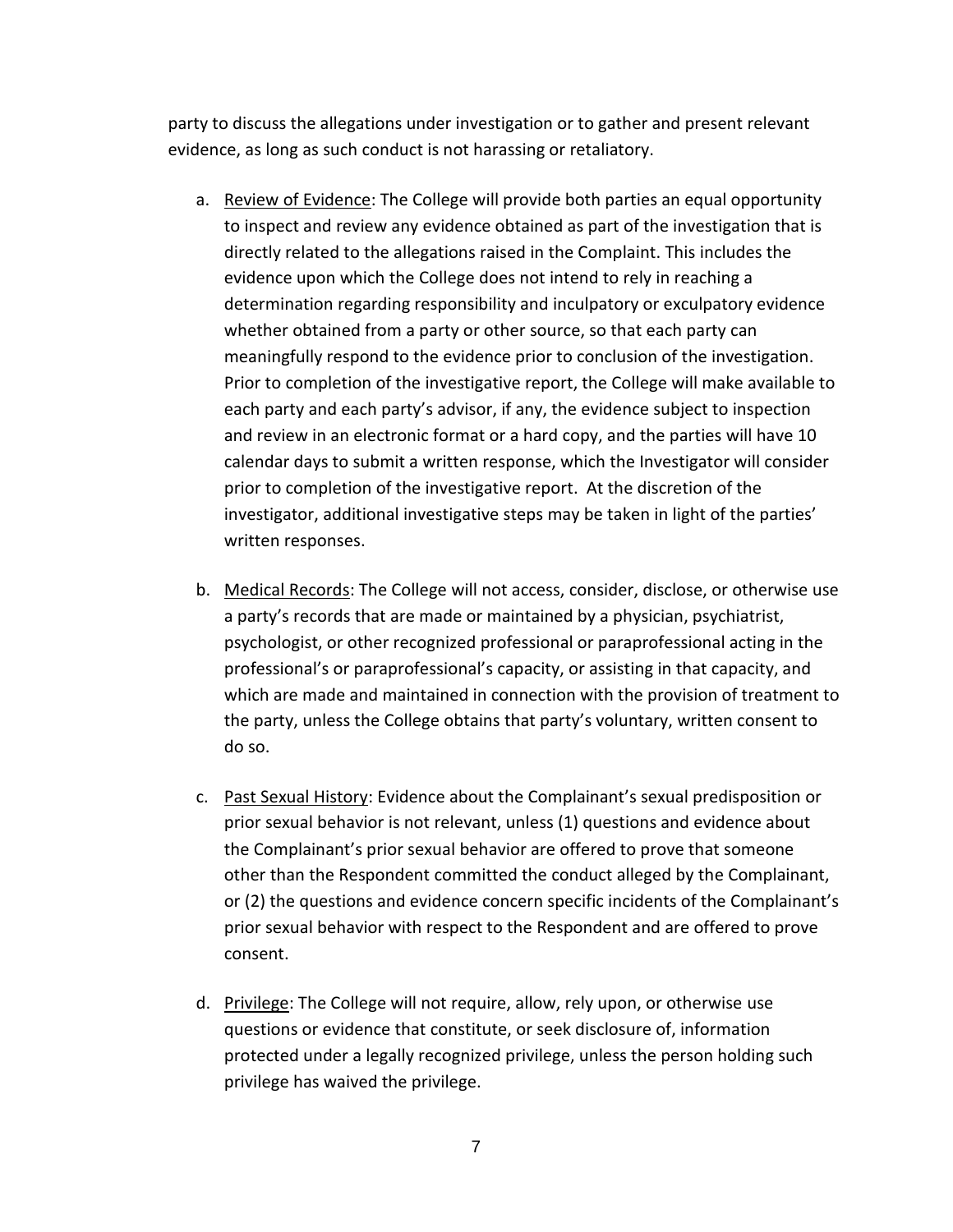party to discuss the allegations under investigation or to gather and present relevant evidence, as long as such conduct is not harassing or retaliatory.

a. Review of Evidence: The College will provide both parties an equal opportunity to inspect and review any evidence obtained as part of the investigation that is directly related to the allegations raised in the Complaint. This includes the evidence upon which the College does not intend to rely in reaching a determination regarding responsibility and inculpatory or exculpatory evidence whether obtained from a party or other source, so that each party can meaningfully respond to the evidence prior to conclusion of the investigation. Prior to completion of the investigative report, the College will make available to each party and each party's advisor, if any, the evidence subject to inspection and review in an electronic format or a hard copy, and the parties will have 10 calendar days to submit a written response, which the Investigator will consider prior to completion of the investigative report. At the discretion of the investigator, additional investigative steps may be taken in light of the parties' written responses.

b. Medical Records: The College will not access, consider, disclose, or otherwise use a party's records that are made or maintained by a physician, psychiatrist, psychologist, or other recognized professional or paraprofessional acting in the professional's or paraprofessional's capacity, or assisting in that capacity, and which are made and maintained in connection with the provision of treatment to the party, unless the College obtains that party's voluntary, written consent to do so.

c. Past Sexual History: Evidence about the Complainant's sexual predisposition or prior sexual behavior is not relevant, unless (1) questions and evidence about the Complainant's prior sexual behavior are offered to prove that someone other than the Respondent committed the conduct alleged by the Complainant, or (2) the questions and evidence concern specific incidents of the Complainant's prior sexual behavior with respect to the Respondent and are offered to prove consent.

d. Privilege: The College will not require, allow, rely upon, or otherwise use questions or evidence that constitute, or seek disclosure of, information protected under a legally recognized privilege, unless the person holding such privilege has waived the privilege.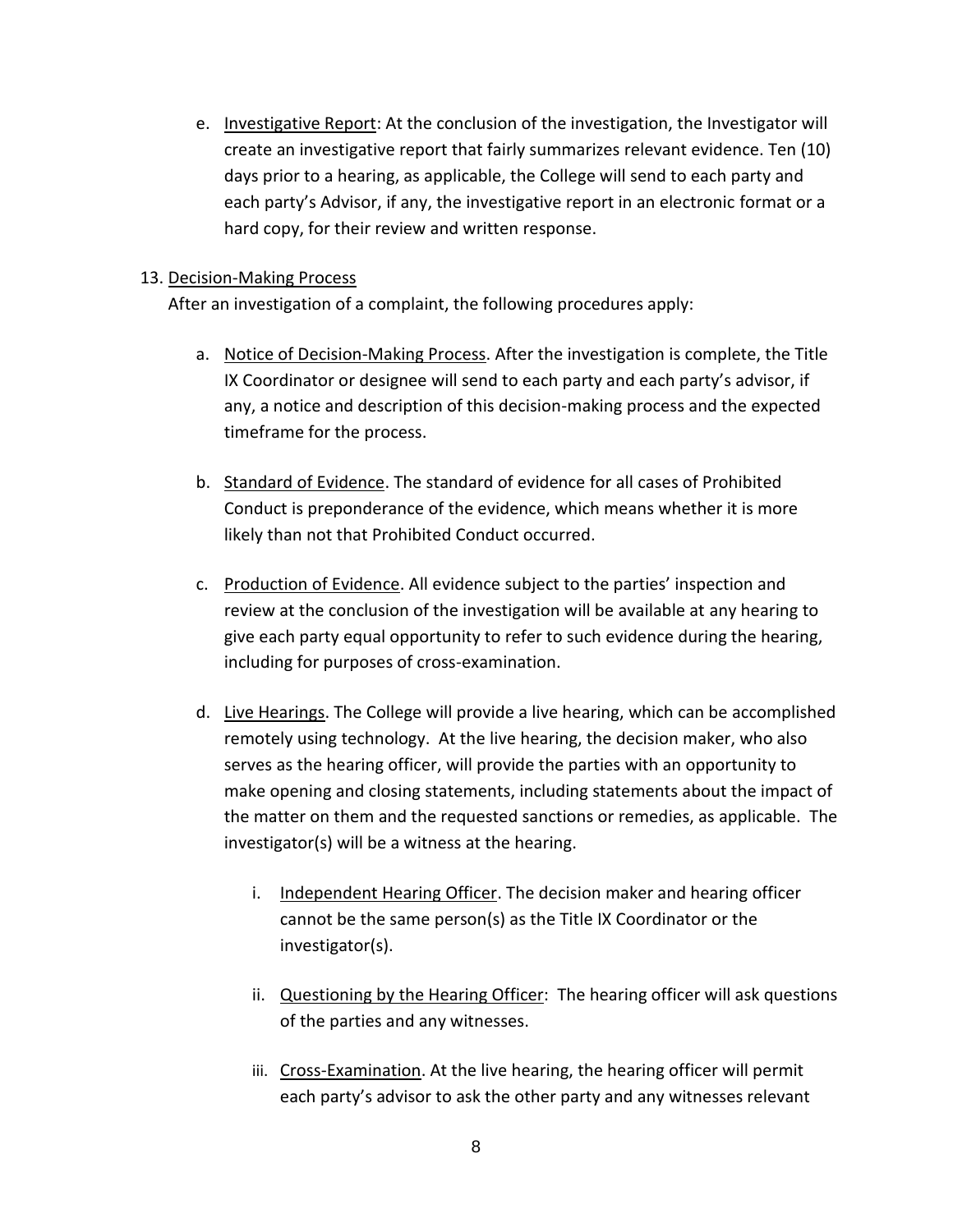e. Investigative Report: At the conclusion of the investigation, the Investigator will create an investigative report that fairly summarizes relevant evidence. Ten (10) days prior to a hearing, as applicable, the College will send to each party and each party's Advisor, if any, the investigative report in an electronic format or a hard copy, for their review and written response.

13. Decision-Making Process

After an investigation of a complaint, the following procedures apply:

a. Notice of Decision-Making Process. After the investigation is complete, the Title IX Coordinator or designee will send to each party and each party's advisor, if any, a notice and description of this decision-making process and the expected timeframe for the process.

b. Standard of Evidence. The standard of evidence for all cases of Prohibited Conduct is preponderance of the evidence, which means whether it is more likely than not that Prohibited Conduct occurred.

c. Production of Evidence. All evidence subject to the parties' inspection and review at the conclusion of the investigation will be available at any hearing to give each party equal opportunity to refer to such evidence during the hearing, including for purposes of cross-examination.

d. Live Hearings. The College will provide a live hearing, which can be accomplished remotely using technology. At the live hearing, the decision maker, who also serves as the hearing officer, will provide the parties with an opportunity to make opening and closing statements, including statements about the impact of the matter on them and the requested sanctions or remedies, as applicable. The investigator(s) will be a witness at the hearing.

   i. Independent Hearing Officer. The decision maker and hearing officer cannot be the same person(s) as the Title IX Coordinator or the investigator(s).

   ii. Questioning by the Hearing Officer: The hearing officer will ask questions of the parties and any witnesses.

   iii. Cross-Examination. At the live hearing, the hearing officer will permit each party's advisor to ask the other party and any witnesses relevant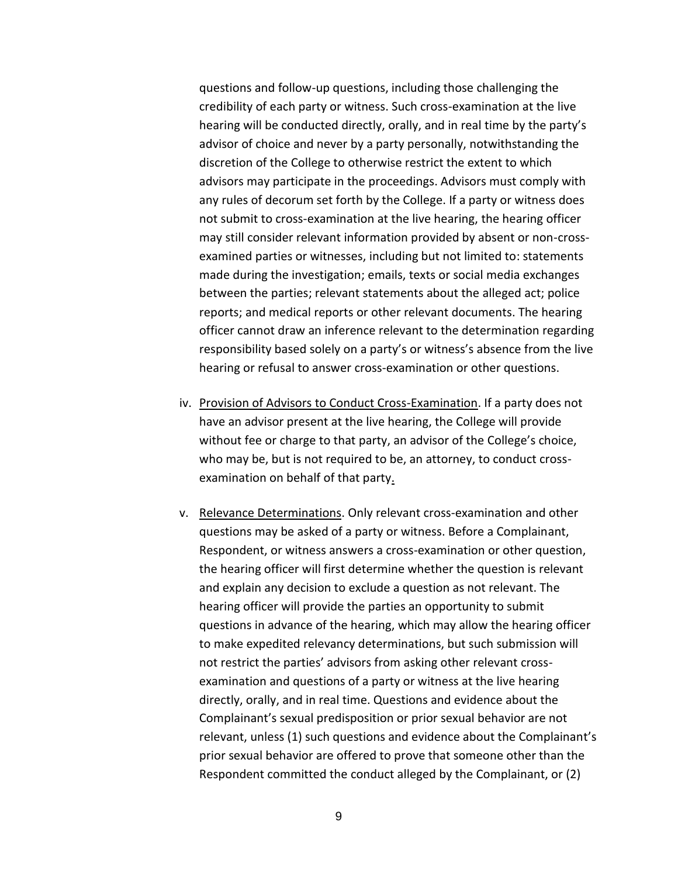questions and follow-up questions, including those challenging the credibility of each party or witness. Such cross-examination at the live hearing will be conducted directly, orally, and in real time by the party's advisor of choice and never by a party personally, notwithstanding the discretion of the College to otherwise restrict the extent to which advisors may participate in the proceedings. Advisors must comply with any rules of decorum set forth by the College. If a party or witness does not submit to cross-examination at the live hearing, the hearing officer may still consider relevant information provided by absent or non-cross-examined parties or witnesses, including but not limited to: statements made during the investigation; emails, texts or social media exchanges between the parties; relevant statements about the alleged act; police reports; and medical reports or other relevant documents. The hearing officer cannot draw an inference relevant to the determination regarding responsibility based solely on a party's or witness's absence from the live hearing or refusal to answer cross-examination or other questions.

iv. Provision of Advisors to Conduct Cross-Examination. If a party does not have an advisor present at the live hearing, the College will provide without fee or charge to that party, an advisor of the College's choice, who may be, but is not required to be, an attorney, to conduct cross-examination on behalf of that party.

v. Relevance Determinations. Only relevant cross-examination and other questions may be asked of a party or witness. Before a Complainant, Respondent, or witness answers a cross-examination or other question, the hearing officer will first determine whether the question is relevant and explain any decision to exclude a question as not relevant. The hearing officer will provide the parties an opportunity to submit questions in advance of the hearing, which may allow the hearing officer to make expedited relevancy determinations, but such submission will not restrict the parties' advisors from asking other relevant cross-examination and questions of a party or witness at the live hearing directly, orally, and in real time. Questions and evidence about the Complainant's sexual predisposition or prior sexual behavior are not relevant, unless (1) such questions and evidence about the Complainant's prior sexual behavior are offered to prove that someone other than the Respondent committed the conduct alleged by the Complainant, or (2)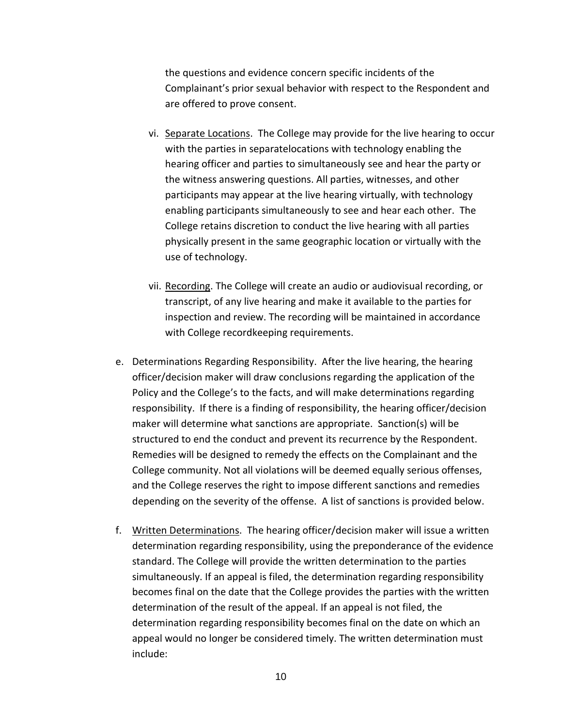the questions and evidence concern specific incidents of the Complainant's prior sexual behavior with respect to the Respondent and are offered to prove consent.

vi. Separate Locations. The College may provide for the live hearing to occur with the parties in separatelocations with technology enabling the hearing officer and parties to simultaneously see and hear the party or the witness answering questions. All parties, witnesses, and other participants may appear at the live hearing virtually, with technology enabling participants simultaneously to see and hear each other. The College retains discretion to conduct the live hearing with all parties physically present in the same geographic location or virtually with the use of technology.

vii. Recording. The College will create an audio or audiovisual recording, or transcript, of any live hearing and make it available to the parties for inspection and review. The recording will be maintained in accordance with College recordkeeping requirements.

e. Determinations Regarding Responsibility. After the live hearing, the hearing officer/decision maker will draw conclusions regarding the application of the Policy and the College's to the facts, and will make determinations regarding responsibility. If there is a finding of responsibility, the hearing officer/decision maker will determine what sanctions are appropriate. Sanction(s) will be structured to end the conduct and prevent its recurrence by the Respondent. Remedies will be designed to remedy the effects on the Complainant and the College community. Not all violations will be deemed equally serious offenses, and the College reserves the right to impose different sanctions and remedies depending on the severity of the offense. A list of sanctions is provided below.

f. Written Determinations. The hearing officer/decision maker will issue a written determination regarding responsibility, using the preponderance of the evidence standard. The College will provide the written determination to the parties simultaneously. If an appeal is filed, the determination regarding responsibility becomes final on the date that the College provides the parties with the written determination of the result of the appeal. If an appeal is not filed, the determination regarding responsibility becomes final on the date on which an appeal would no longer be considered timely. The written determination must include: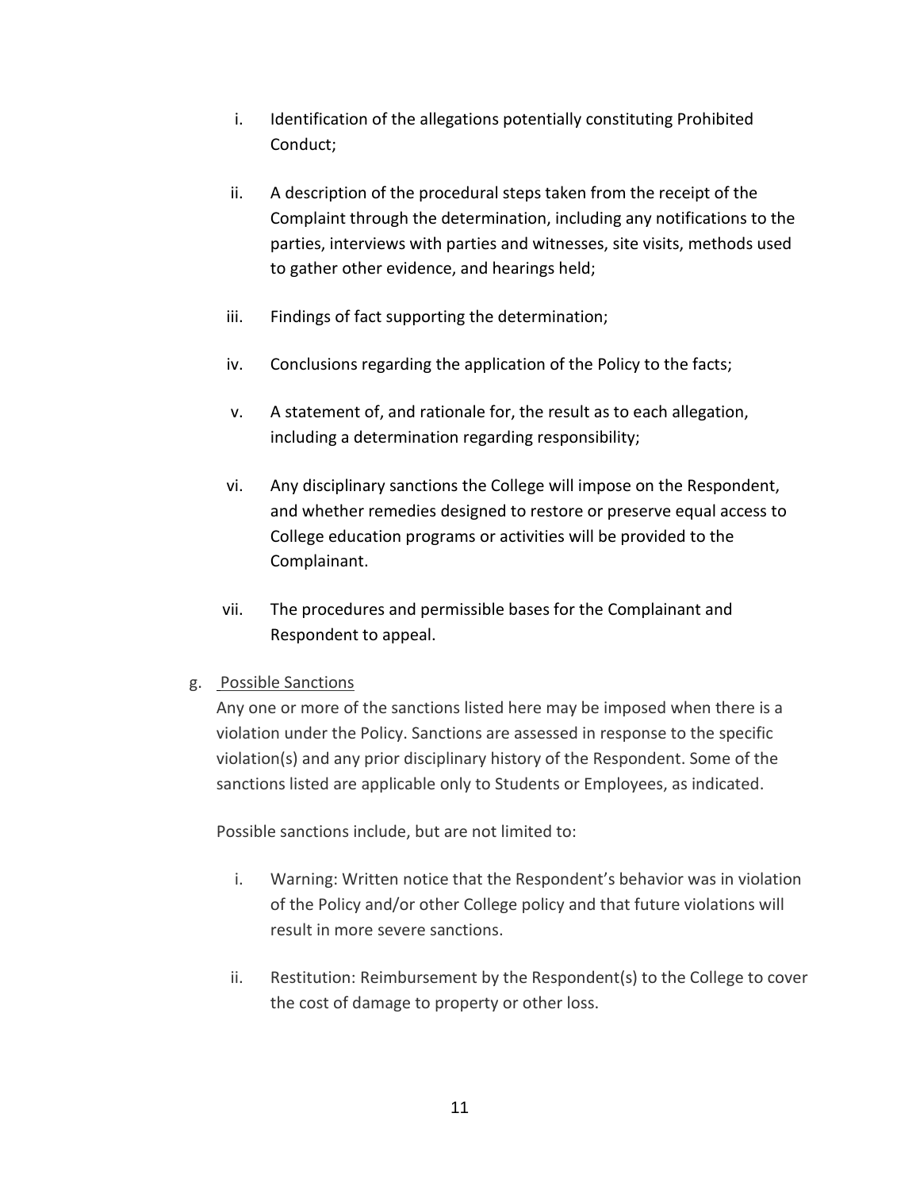i. Identification of the allegations potentially constituting Prohibited Conduct;

ii. A description of the procedural steps taken from the receipt of the Complaint through the determination, including any notifications to the parties, interviews with parties and witnesses, site visits, methods used to gather other evidence, and hearings held;

iii. Findings of fact supporting the determination;

iv. Conclusions regarding the application of the Policy to the facts;

v. A statement of, and rationale for, the result as to each allegation, including a determination regarding responsibility;

vi. Any disciplinary sanctions the College will impose on the Respondent, and whether remedies designed to restore or preserve equal access to College education programs or activities will be provided to the Complainant.

vii. The procedures and permissible bases for the Complainant and Respondent to appeal.

g. Possible Sanctions

Any one or more of the sanctions listed here may be imposed when there is a violation under the Policy. Sanctions are assessed in response to the specific violation(s) and any prior disciplinary history of the Respondent. Some of the sanctions listed are applicable only to Students or Employees, as indicated.

Possible sanctions include, but are not limited to:

i. Warning: Written notice that the Respondent's behavior was in violation of the Policy and/or other College policy and that future violations will result in more severe sanctions.

ii. Restitution: Reimbursement by the Respondent(s) to the College to cover the cost of damage to property or other loss.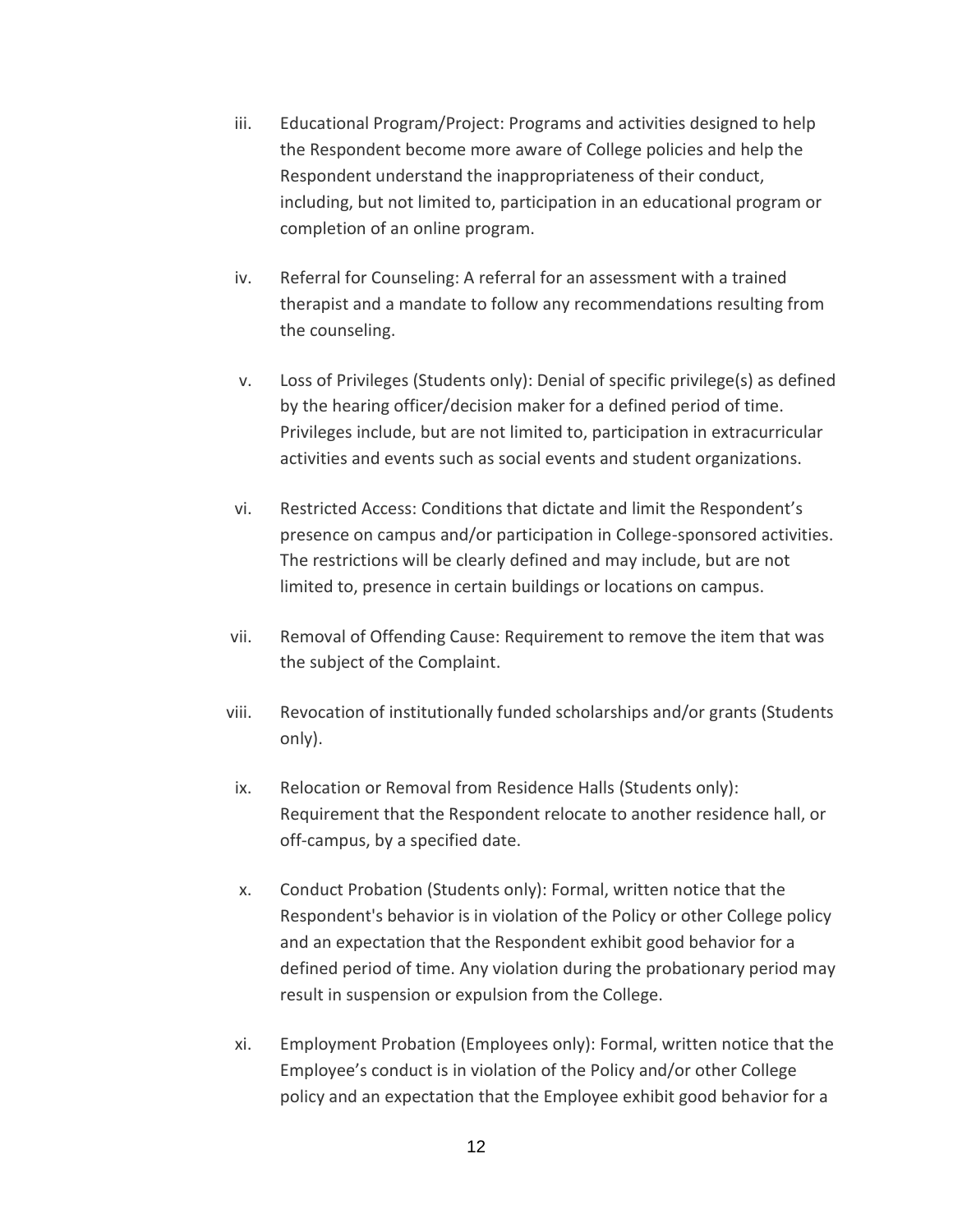iii. Educational Program/Project: Programs and activities designed to help the Respondent become more aware of College policies and help the Respondent understand the inappropriateness of their conduct, including, but not limited to, participation in an educational program or completion of an online program.

iv. Referral for Counseling: A referral for an assessment with a trained therapist and a mandate to follow any recommendations resulting from the counseling.

v. Loss of Privileges (Students only): Denial of specific privilege(s) as defined by the hearing officer/decision maker for a defined period of time. Privileges include, but are not limited to, participation in extracurricular activities and events such as social events and student organizations.

vi. Restricted Access: Conditions that dictate and limit the Respondent's presence on campus and/or participation in College-sponsored activities. The restrictions will be clearly defined and may include, but are not limited to, presence in certain buildings or locations on campus.

vii. Removal of Offending Cause: Requirement to remove the item that was the subject of the Complaint.

viii. Revocation of institutionally funded scholarships and/or grants (Students only).

ix. Relocation or Removal from Residence Halls (Students only): Requirement that the Respondent relocate to another residence hall, or off-campus, by a specified date.

x. Conduct Probation (Students only): Formal, written notice that the Respondent's behavior is in violation of the Policy or other College policy and an expectation that the Respondent exhibit good behavior for a defined period of time. Any violation during the probationary period may result in suspension or expulsion from the College.

xi. Employment Probation (Employees only): Formal, written notice that the Employee's conduct is in violation of the Policy and/or other College policy and an expectation that the Employee exhibit good behavior for a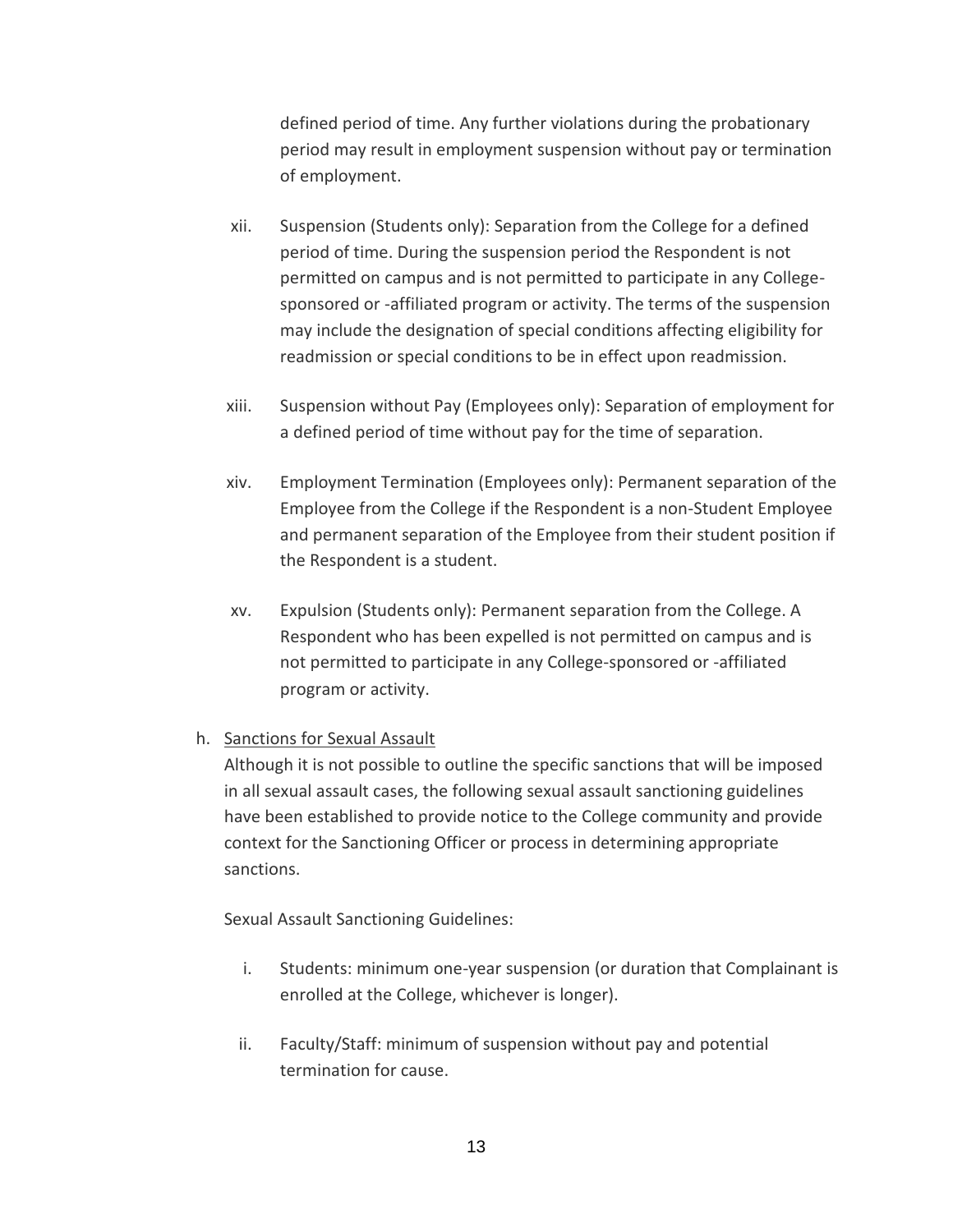defined period of time. Any further violations during the probationary period may result in employment suspension without pay or termination of employment.

xii. Suspension (Students only): Separation from the College for a defined period of time. During the suspension period the Respondent is not permitted on campus and is not permitted to participate in any College-sponsored or -affiliated program or activity. The terms of the suspension may include the designation of special conditions affecting eligibility for readmission or special conditions to be in effect upon readmission.

xiii. Suspension without Pay (Employees only): Separation of employment for a defined period of time without pay for the time of separation.

xiv. Employment Termination (Employees only): Permanent separation of the Employee from the College if the Respondent is a non-Student Employee and permanent separation of the Employee from their student position if the Respondent is a student.

xv. Expulsion (Students only): Permanent separation from the College. A Respondent who has been expelled is not permitted on campus and is not permitted to participate in any College-sponsored or -affiliated program or activity.

h. <u>Sanctions for Sexual Assault</u>

Although it is not possible to outline the specific sanctions that will be imposed in all sexual assault cases, the following sexual assault sanctioning guidelines have been established to provide notice to the College community and provide context for the Sanctioning Officer or process in determining appropriate sanctions.

Sexual Assault Sanctioning Guidelines:

i. Students: minimum one-year suspension (or duration that Complainant is enrolled at the College, whichever is longer).

ii. Faculty/Staff: minimum of suspension without pay and potential termination for cause.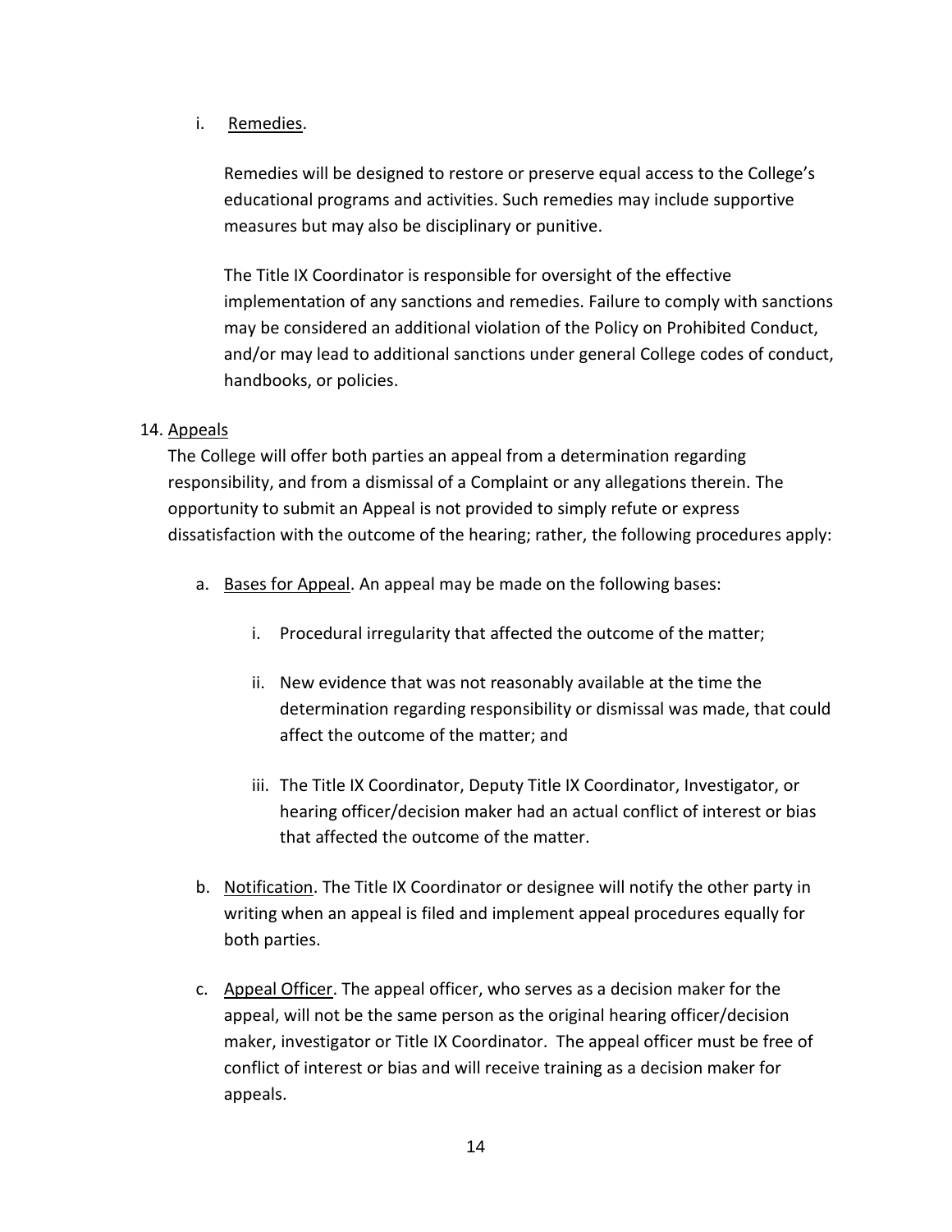i. Remedies.

Remedies will be designed to restore or preserve equal access to the College's educational programs and activities. Such remedies may include supportive measures but may also be disciplinary or punitive.

The Title IX Coordinator is responsible for oversight of the effective implementation of any sanctions and remedies. Failure to comply with sanctions may be considered an additional violation of the Policy on Prohibited Conduct, and/or may lead to additional sanctions under general College codes of conduct, handbooks, or policies.

14. Appeals

The College will offer both parties an appeal from a determination regarding responsibility, and from a dismissal of a Complaint or any allegations therein. The opportunity to submit an Appeal is not provided to simply refute or express dissatisfaction with the outcome of the hearing; rather, the following procedures apply:

a. Bases for Appeal. An appeal may be made on the following bases:

   i. Procedural irregularity that affected the outcome of the matter;

   ii. New evidence that was not reasonably available at the time the determination regarding responsibility or dismissal was made, that could affect the outcome of the matter; and

   iii. The Title IX Coordinator, Deputy Title IX Coordinator, Investigator, or hearing officer/decision maker had an actual conflict of interest or bias that affected the outcome of the matter.

b. Notification. The Title IX Coordinator or designee will notify the other party in writing when an appeal is filed and implement appeal procedures equally for both parties.

c. Appeal Officer. The appeal officer, who serves as a decision maker for the appeal, will not be the same person as the original hearing officer/decision maker, investigator or Title IX Coordinator. The appeal officer must be free of conflict of interest or bias and will receive training as a decision maker for appeals.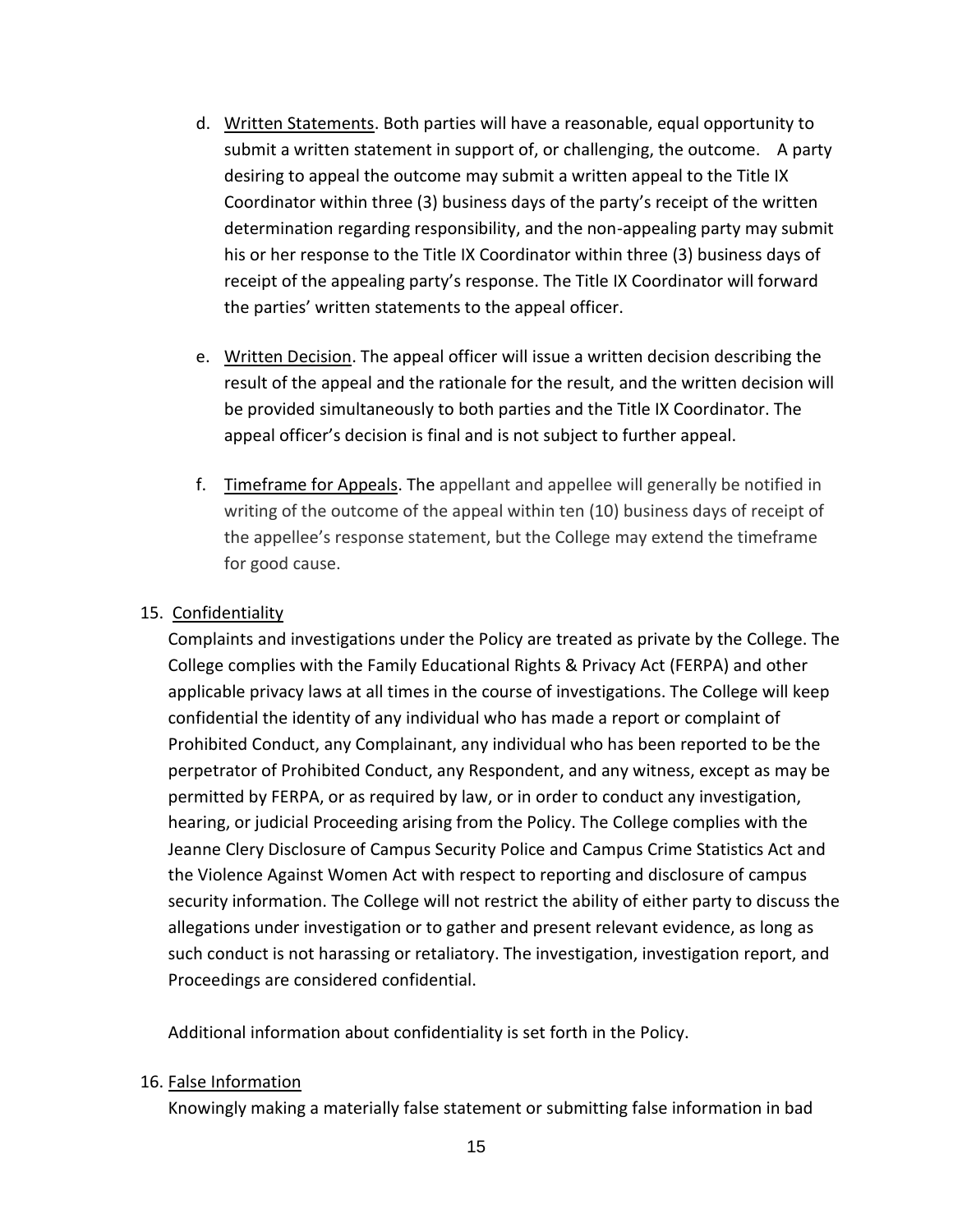d. <u>Written Statements</u>. Both parties will have a reasonable, equal opportunity to submit a written statement in support of, or challenging, the outcome. A party desiring to appeal the outcome may submit a written appeal to the Title IX Coordinator within three (3) business days of the party's receipt of the written determination regarding responsibility, and the non-appealing party may submit his or her response to the Title IX Coordinator within three (3) business days of receipt of the appealing party's response. The Title IX Coordinator will forward the parties' written statements to the appeal officer.

e. <u>Written Decision</u>. The appeal officer will issue a written decision describing the result of the appeal and the rationale for the result, and the written decision will be provided simultaneously to both parties and the Title IX Coordinator. The appeal officer's decision is final and is not subject to further appeal.

f. <u>Timeframe for Appeals</u>. The appellant and appellee will generally be notified in writing of the outcome of the appeal within ten (10) business days of receipt of the appellee's response statement, but the College may extend the timeframe for good cause.

15. <u>Confidentiality</u>

Complaints and investigations under the Policy are treated as private by the College. The College complies with the Family Educational Rights & Privacy Act (FERPA) and other applicable privacy laws at all times in the course of investigations. The College will keep confidential the identity of any individual who has made a report or complaint of Prohibited Conduct, any Complainant, any individual who has been reported to be the perpetrator of Prohibited Conduct, any Respondent, and any witness, except as may be permitted by FERPA, or as required by law, or in order to conduct any investigation, hearing, or judicial Proceeding arising from the Policy. The College complies with the Jeanne Clery Disclosure of Campus Security Police and Campus Crime Statistics Act and the Violence Against Women Act with respect to reporting and disclosure of campus security information. The College will not restrict the ability of either party to discuss the allegations under investigation or to gather and present relevant evidence, as long as such conduct is not harassing or retaliatory. The investigation, investigation report, and Proceedings are considered confidential.

Additional information about confidentiality is set forth in the Policy.

16. <u>False Information</u>

Knowingly making a materially false statement or submitting false information in bad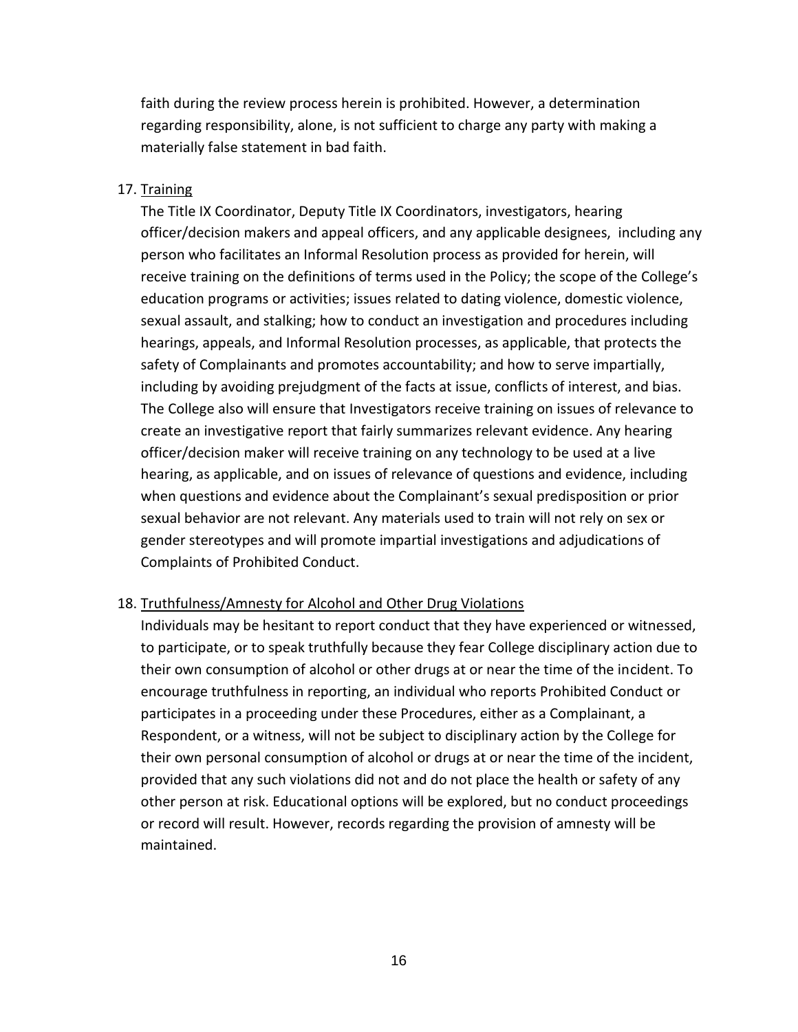faith during the review process herein is prohibited. However, a determination regarding responsibility, alone, is not sufficient to charge any party with making a materially false statement in bad faith.

17. Training

    The Title IX Coordinator, Deputy Title IX Coordinators, investigators, hearing officer/decision makers and appeal officers, and any applicable designees, including any person who facilitates an Informal Resolution process as provided for herein, will receive training on the definitions of terms used in the Policy; the scope of the College's education programs or activities; issues related to dating violence, domestic violence, sexual assault, and stalking; how to conduct an investigation and procedures including hearings, appeals, and Informal Resolution processes, as applicable, that protects the safety of Complainants and promotes accountability; and how to serve impartially, including by avoiding prejudgment of the facts at issue, conflicts of interest, and bias. The College also will ensure that Investigators receive training on issues of relevance to create an investigative report that fairly summarizes relevant evidence. Any hearing officer/decision maker will receive training on any technology to be used at a live hearing, as applicable, and on issues of relevance of questions and evidence, including when questions and evidence about the Complainant's sexual predisposition or prior sexual behavior are not relevant. Any materials used to train will not rely on sex or gender stereotypes and will promote impartial investigations and adjudications of Complaints of Prohibited Conduct.

18. Truthfulness/Amnesty for Alcohol and Other Drug Violations

    Individuals may be hesitant to report conduct that they have experienced or witnessed, to participate, or to speak truthfully because they fear College disciplinary action due to their own consumption of alcohol or other drugs at or near the time of the incident. To encourage truthfulness in reporting, an individual who reports Prohibited Conduct or participates in a proceeding under these Procedures, either as a Complainant, a Respondent, or a witness, will not be subject to disciplinary action by the College for their own personal consumption of alcohol or drugs at or near the time of the incident, provided that any such violations did not and do not place the health or safety of any other person at risk. Educational options will be explored, but no conduct proceedings or record will result. However, records regarding the provision of amnesty will be maintained.